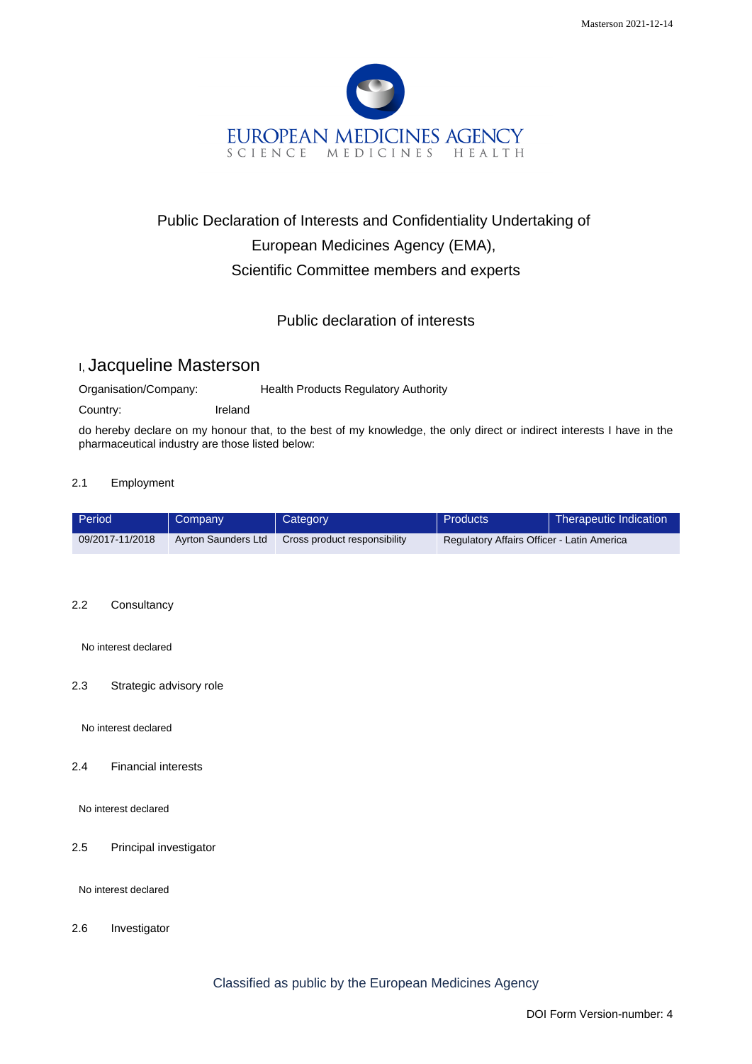EUROPEAN MEDICINES AGENCY

SCIENCE MEDICINES HEALTH

# Public Declaration of Interests and Confidentiality Undertaking of European Medicines Agency (EMA), Scientific Committee members and experts

## Public declaration of interests

I, Jacqueline Masterson

Organisation/Company: Health Products Regulatory Authority

Country: Ireland

do hereby declare on my honour that, to the best of my knowledge, the only direct or indirect interests I have in the pharmaceutical industry are those listed below:

### 2.1 Employment

| Period | Company | Category | Products | Therapeutic Indication |
|---|---|---|---|---|
| 09/2017-11/2018 | Ayrton Saunders Ltd | Cross product responsibility | Regulatory Affairs Officer - Latin America | |

### 2.2 Consultancy

No interest declared

### 2.3 Strategic advisory role

No interest declared

### 2.4 Financial interests

No interest declared

### 2.5 Principal investigator

No interest declared

### 2.6 Investigator

Classified as public by the European Medicines Agency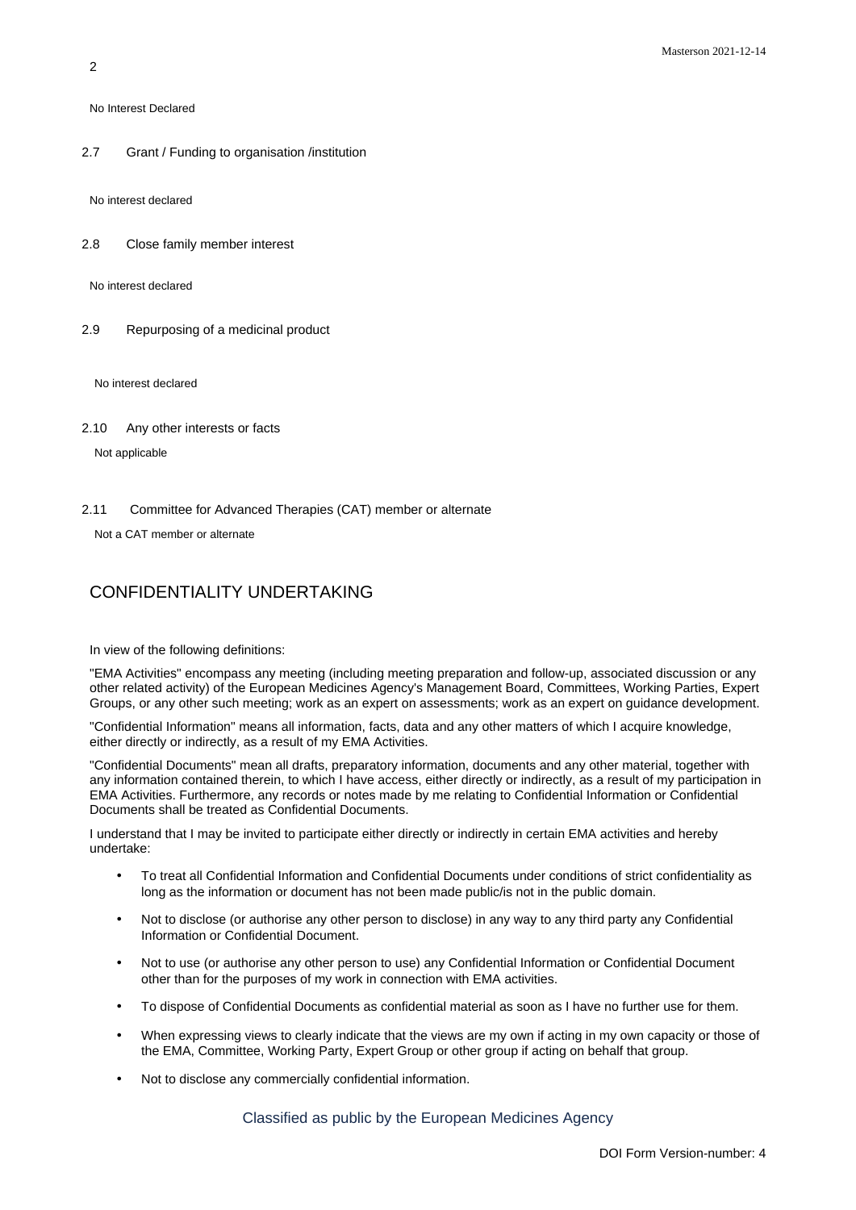No Interest Declared

2.7 Grant / Funding to organisation /institution

No interest declared

2.8 Close family member interest

No interest declared

2.9 Repurposing of a medicinal product

No interest declared

2.10 Any other interests or facts

Not applicable

2.11 Committee for Advanced Therapies (CAT) member or alternate

Not a CAT member or alternate

## CONFIDENTIALITY UNDERTAKING

In view of the following definitions:

"EMA Activities" encompass any meeting (including meeting preparation and follow-up, associated discussion or any other related activity) of the European Medicines Agency's Management Board, Committees, Working Parties, Expert Groups, or any other such meeting; work as an expert on assessments; work as an expert on guidance development.

"Confidential Information" means all information, facts, data and any other matters of which I acquire knowledge, either directly or indirectly, as a result of my EMA Activities.

"Confidential Documents" mean all drafts, preparatory information, documents and any other material, together with any information contained therein, to which I have access, either directly or indirectly, as a result of my participation in EMA Activities. Furthermore, any records or notes made by me relating to Confidential Information or Confidential Documents shall be treated as Confidential Documents.

I understand that I may be invited to participate either directly or indirectly in certain EMA activities and hereby undertake:

- To treat all Confidential Information and Confidential Documents under conditions of strict confidentiality as long as the information or document has not been made public/is not in the public domain.
- Not to disclose (or authorise any other person to disclose) in any way to any third party any Confidential Information or Confidential Document.
- Not to use (or authorise any other person to use) any Confidential Information or Confidential Document other than for the purposes of my work in connection with EMA activities.
- To dispose of Confidential Documents as confidential material as soon as I have no further use for them.
- When expressing views to clearly indicate that the views are my own if acting in my own capacity or those of the EMA, Committee, Working Party, Expert Group or other group if acting on behalf that group.
- Not to disclose any commercially confidential information.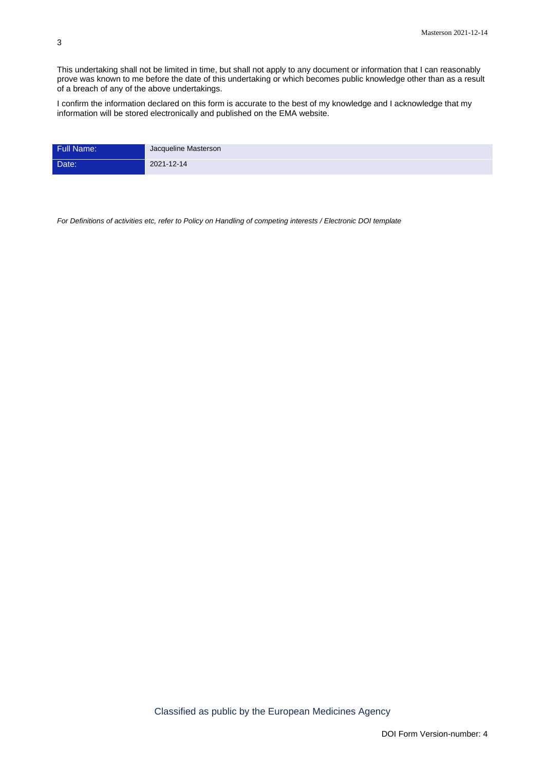This undertaking shall not be limited in time, but shall not apply to any document or information that I can reasonably prove was known to me before the date of this undertaking or which becomes public knowledge other than as a result of a breach of any of the above undertakings.

I confirm the information declared on this form is accurate to the best of my knowledge and I acknowledge that my information will be stored electronically and published on the EMA website.

| | |
|---|---|
| Full Name: | Jacqueline Masterson |
| Date: | 2021-12-14 |

*For Definitions of activities etc, refer to Policy on Handling of competing interests / Electronic DOI template*

Classified as public by the European Medicines Agency

DOI Form Version-number: 4